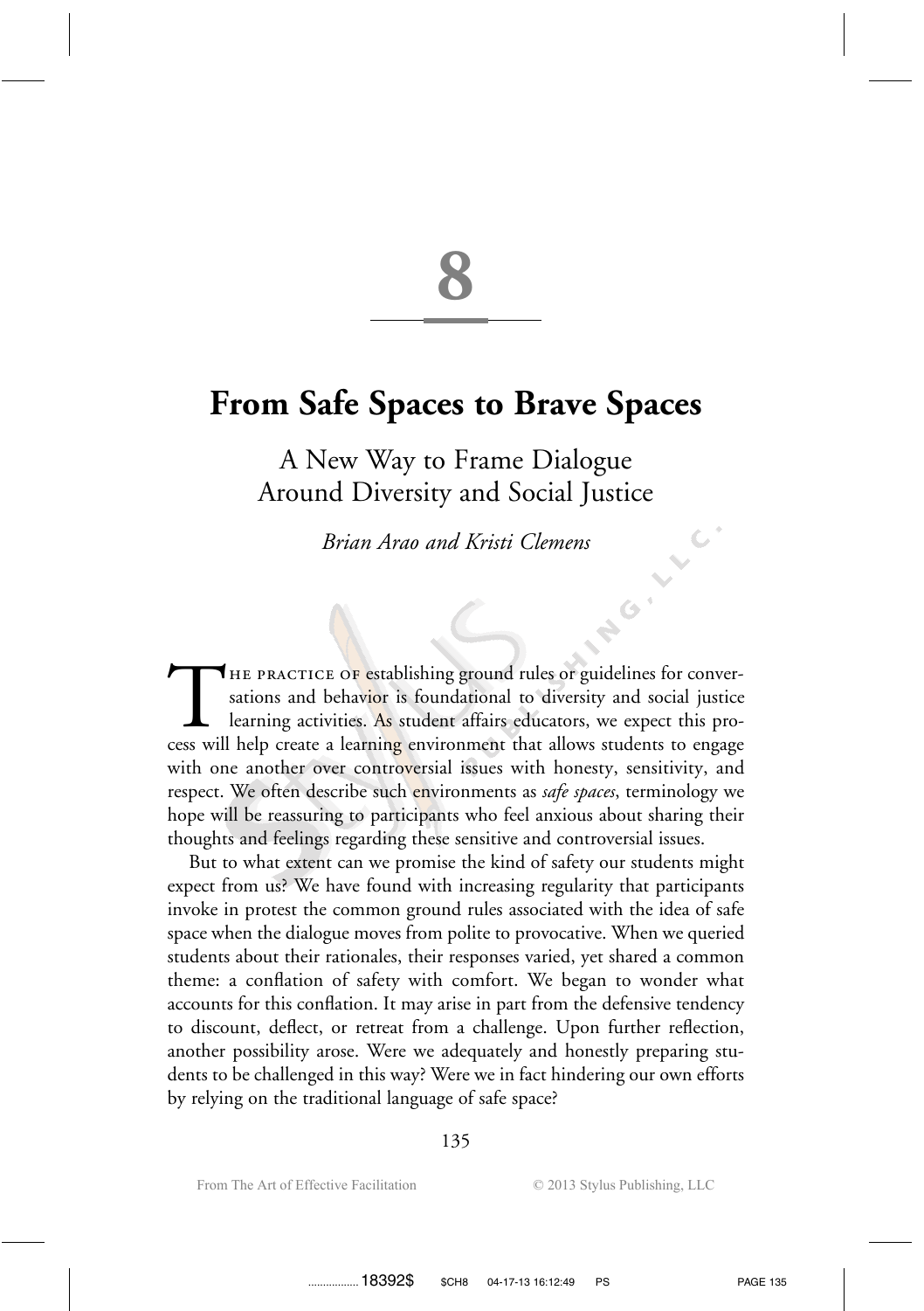# 8

# From Safe Spaces to Brave Spaces

## A New Way to Frame Dialogue Around Diversity and Social Justice

*Brian Arao and Kristi Clemens*

The practice of establishing ground rules or guidelines for conversations and behavior is foundational to diversity and social justice learning activities. As student affairs educators, we expect this process will help create a learning environment that allows students to engage with one another over controversial issues with honesty, sensitivity, and respect. We often describe such environments as *safe spaces*, terminology we hope will be reassuring to participants who feel anxious about sharing their thoughts and feelings regarding these sensitive and controversial issues.

But to what extent can we promise the kind of safety our students might expect from us? We have found with increasing regularity that participants invoke in protest the common ground rules associated with the idea of safe space when the dialogue moves from polite to provocative. When we queried students about their rationales, their responses varied, yet shared a common theme: a conflation of safety with comfort. We began to wonder what accounts for this conflation. It may arise in part from the defensive tendency to discount, deflect, or retreat from a challenge. Upon further reflection, another possibility arose. Were we adequately and honestly preparing students to be challenged in this way? Were we in fact hindering our own efforts by relying on the traditional language of safe space?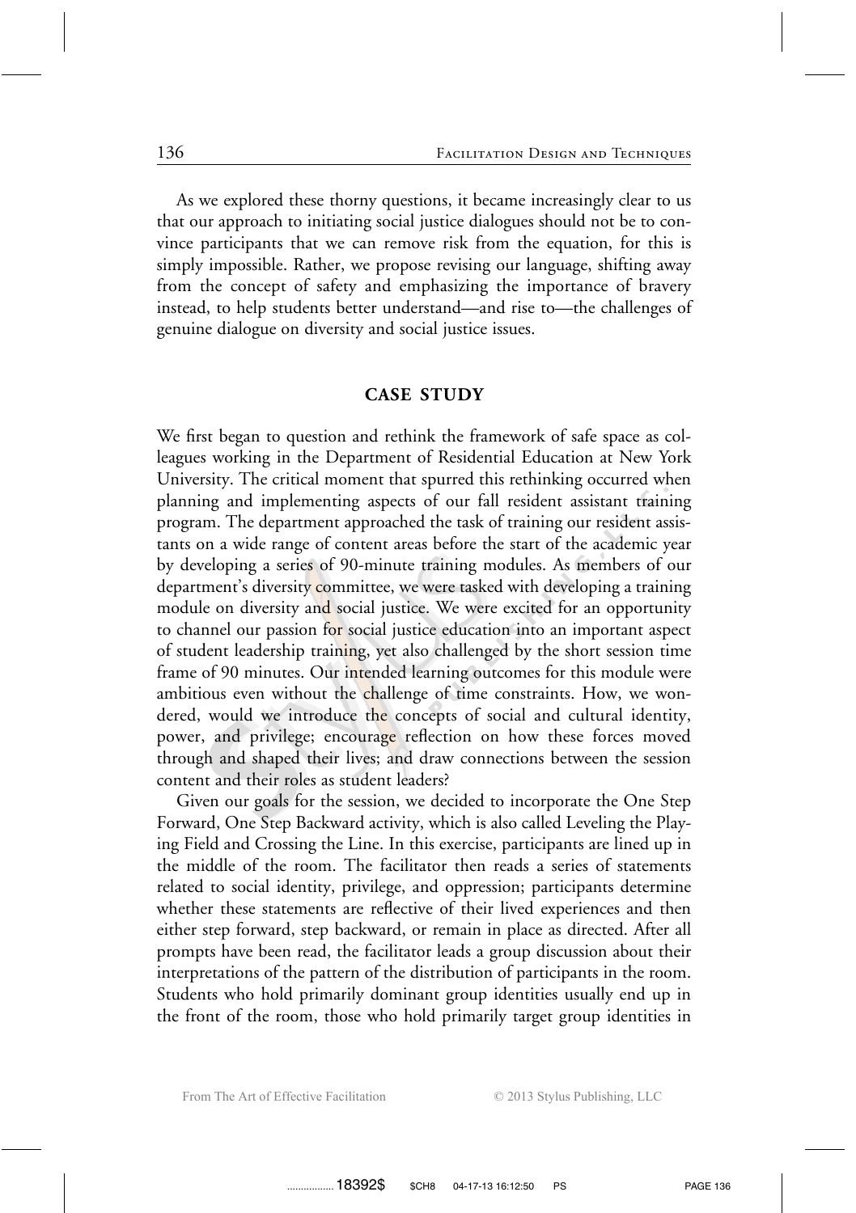As we explored these thorny questions, it became increasingly clear to us that our approach to initiating social justice dialogues should not be to convince participants that we can remove risk from the equation, for this is simply impossible. Rather, we propose revising our language, shifting away from the concept of safety and emphasizing the importance of bravery instead, to help students better understand—and rise to—the challenges of genuine dialogue on diversity and social justice issues.

## CASE STUDY

We first began to question and rethink the framework of safe space as colleagues working in the Department of Residential Education at New York University. The critical moment that spurred this rethinking occurred when planning and implementing aspects of our fall resident assistant training program. The department approached the task of training our resident assistants on a wide range of content areas before the start of the academic year by developing a series of 90-minute training modules. As members of our department's diversity committee, we were tasked with developing a training module on diversity and social justice. We were excited for an opportunity to channel our passion for social justice education into an important aspect of student leadership training, yet also challenged by the short session time frame of 90 minutes. Our intended learning outcomes for this module were ambitious even without the challenge of time constraints. How, we wondered, would we introduce the concepts of social and cultural identity, power, and privilege; encourage reflection on how these forces moved through and shaped their lives; and draw connections between the session content and their roles as student leaders?

Given our goals for the session, we decided to incorporate the One Step Forward, One Step Backward activity, which is also called Leveling the Playing Field and Crossing the Line. In this exercise, participants are lined up in the middle of the room. The facilitator then reads a series of statements related to social identity, privilege, and oppression; participants determine whether these statements are reflective of their lived experiences and then either step forward, step backward, or remain in place as directed. After all prompts have been read, the facilitator leads a group discussion about their interpretations of the pattern of the distribution of participants in the room. Students who hold primarily dominant group identities usually end up in the front of the room, those who hold primarily target group identities in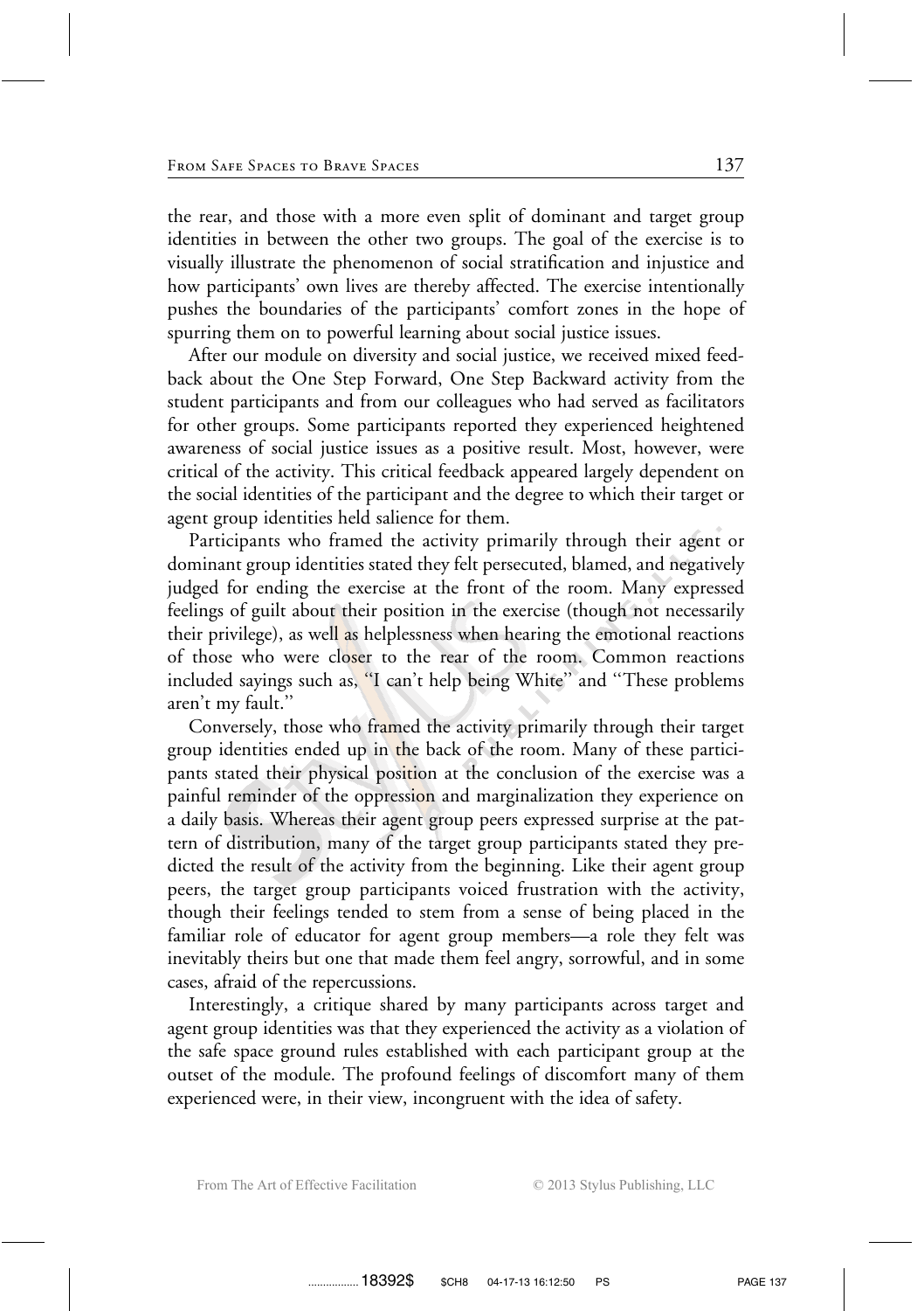the rear, and those with a more even split of dominant and target group identities in between the other two groups. The goal of the exercise is to visually illustrate the phenomenon of social stratification and injustice and how participants' own lives are thereby affected. The exercise intentionally pushes the boundaries of the participants' comfort zones in the hope of spurring them on to powerful learning about social justice issues.

After our module on diversity and social justice, we received mixed feedback about the One Step Forward, One Step Backward activity from the student participants and from our colleagues who had served as facilitators for other groups. Some participants reported they experienced heightened awareness of social justice issues as a positive result. Most, however, were critical of the activity. This critical feedback appeared largely dependent on the social identities of the participant and the degree to which their target or agent group identities held salience for them.

Participants who framed the activity primarily through their agent or dominant group identities stated they felt persecuted, blamed, and negatively judged for ending the exercise at the front of the room. Many expressed feelings of guilt about their position in the exercise (though not necessarily their privilege), as well as helplessness when hearing the emotional reactions of those who were closer to the rear of the room. Common reactions included sayings such as, ''I can't help being White'' and ''These problems aren't my fault.''

Conversely, those who framed the activity primarily through their target group identities ended up in the back of the room. Many of these participants stated their physical position at the conclusion of the exercise was a painful reminder of the oppression and marginalization they experience on a daily basis. Whereas their agent group peers expressed surprise at the pattern of distribution, many of the target group participants stated they predicted the result of the activity from the beginning. Like their agent group peers, the target group participants voiced frustration with the activity, though their feelings tended to stem from a sense of being placed in the familiar role of educator for agent group members—a role they felt was inevitably theirs but one that made them feel angry, sorrowful, and in some cases, afraid of the repercussions.

Interestingly, a critique shared by many participants across target and agent group identities was that they experienced the activity as a violation of the safe space ground rules established with each participant group at the outset of the module. The profound feelings of discomfort many of them experienced were, in their view, incongruent with the idea of safety.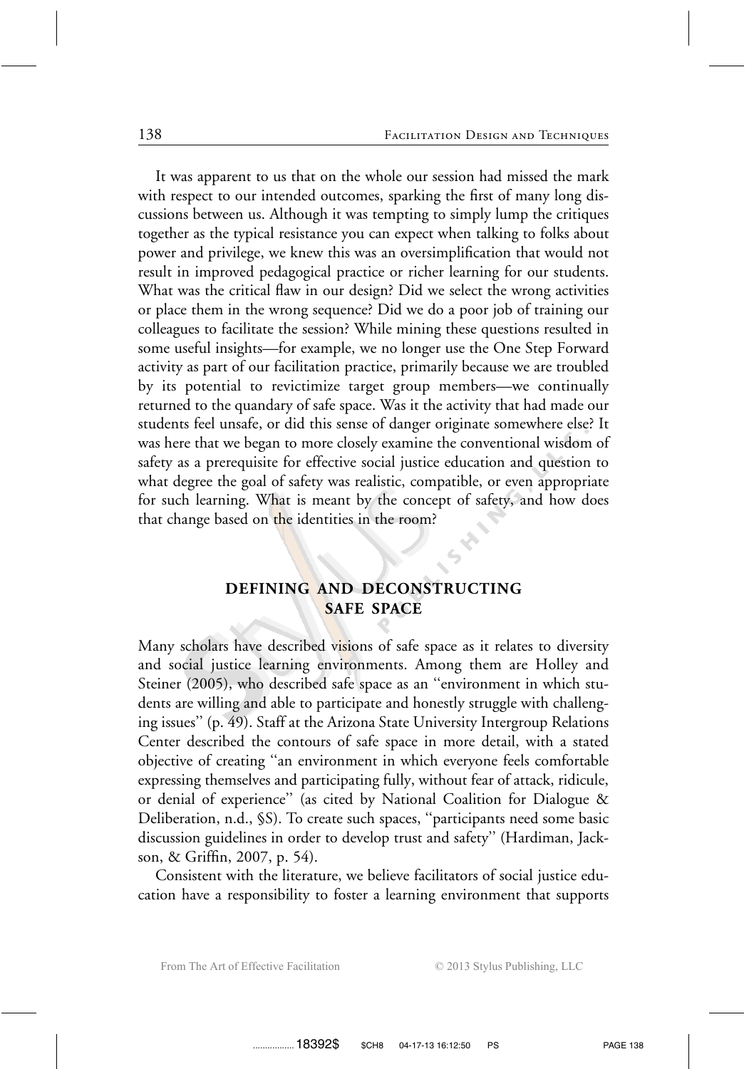It was apparent to us that on the whole our session had missed the mark with respect to our intended outcomes, sparking the first of many long discussions between us. Although it was tempting to simply lump the critiques together as the typical resistance you can expect when talking to folks about power and privilege, we knew this was an oversimplification that would not result in improved pedagogical practice or richer learning for our students. What was the critical flaw in our design? Did we select the wrong activities or place them in the wrong sequence? Did we do a poor job of training our colleagues to facilitate the session? While mining these questions resulted in some useful insights—for example, we no longer use the One Step Forward activity as part of our facilitation practice, primarily because we are troubled by its potential to revictimize target group members—we continually returned to the quandary of safe space. Was it the activity that had made our students feel unsafe, or did this sense of danger originate somewhere else? It was here that we began to more closely examine the conventional wisdom of safety as a prerequisite for effective social justice education and question to what degree the goal of safety was realistic, compatible, or even appropriate for such learning. What is meant by the concept of safety, and how does that change based on the identities in the room?

## DEFINING AND DECONSTRUCTING SAFE SPACE

Many scholars have described visions of safe space as it relates to diversity and social justice learning environments. Among them are Holley and Steiner (2005), who described safe space as an "environment in which students are willing and able to participate and honestly struggle with challenging issues" (p. 49). Staff at the Arizona State University Intergroup Relations Center described the contours of safe space in more detail, with a stated objective of creating "an environment in which everyone feels comfortable expressing themselves and participating fully, without fear of attack, ridicule, or denial of experience" (as cited by National Coalition for Dialogue & Deliberation, n.d., §S). To create such spaces, "participants need some basic discussion guidelines in order to develop trust and safety" (Hardiman, Jackson, & Griffin, 2007, p. 54).

Consistent with the literature, we believe facilitators of social justice education have a responsibility to foster a learning environment that supports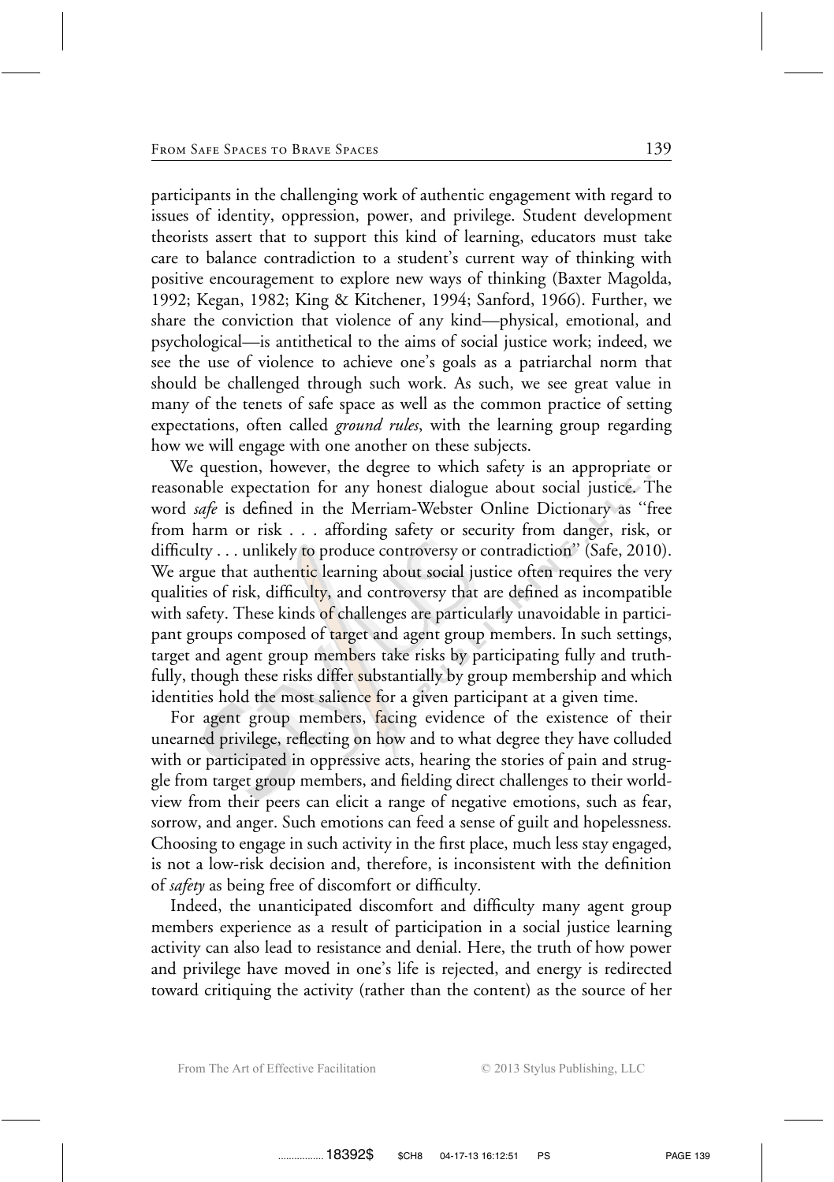participants in the challenging work of authentic engagement with regard to issues of identity, oppression, power, and privilege. Student development theorists assert that to support this kind of learning, educators must take care to balance contradiction to a student's current way of thinking with positive encouragement to explore new ways of thinking (Baxter Magolda, 1992; Kegan, 1982; King & Kitchener, 1994; Sanford, 1966). Further, we share the conviction that violence of any kind—physical, emotional, and psychological—is antithetical to the aims of social justice work; indeed, we see the use of violence to achieve one's goals as a patriarchal norm that should be challenged through such work. As such, we see great value in many of the tenets of safe space as well as the common practice of setting expectations, often called *ground rules*, with the learning group regarding how we will engage with one another on these subjects.

We question, however, the degree to which safety is an appropriate or reasonable expectation for any honest dialogue about social justice. The word *safe* is defined in the Merriam-Webster Online Dictionary as "free from harm or risk . . . affording safety or security from danger, risk, or difficulty . . . unlikely to produce controversy or contradiction" (Safe, 2010). We argue that authentic learning about social justice often requires the very qualities of risk, difficulty, and controversy that are defined as incompatible with safety. These kinds of challenges are particularly unavoidable in participant groups composed of target and agent group members. In such settings, target and agent group members take risks by participating fully and truthfully, though these risks differ substantially by group membership and which identities hold the most salience for a given participant at a given time.

For agent group members, facing evidence of the existence of their unearned privilege, reflecting on how and to what degree they have colluded with or participated in oppressive acts, hearing the stories of pain and struggle from target group members, and fielding direct challenges to their worldview from their peers can elicit a range of negative emotions, such as fear, sorrow, and anger. Such emotions can feed a sense of guilt and hopelessness. Choosing to engage in such activity in the first place, much less stay engaged, is not a low-risk decision and, therefore, is inconsistent with the definition of *safety* as being free of discomfort or difficulty.

Indeed, the unanticipated discomfort and difficulty many agent group members experience as a result of participation in a social justice learning activity can also lead to resistance and denial. Here, the truth of how power and privilege have moved in one's life is rejected, and energy is redirected toward critiquing the activity (rather than the content) as the source of her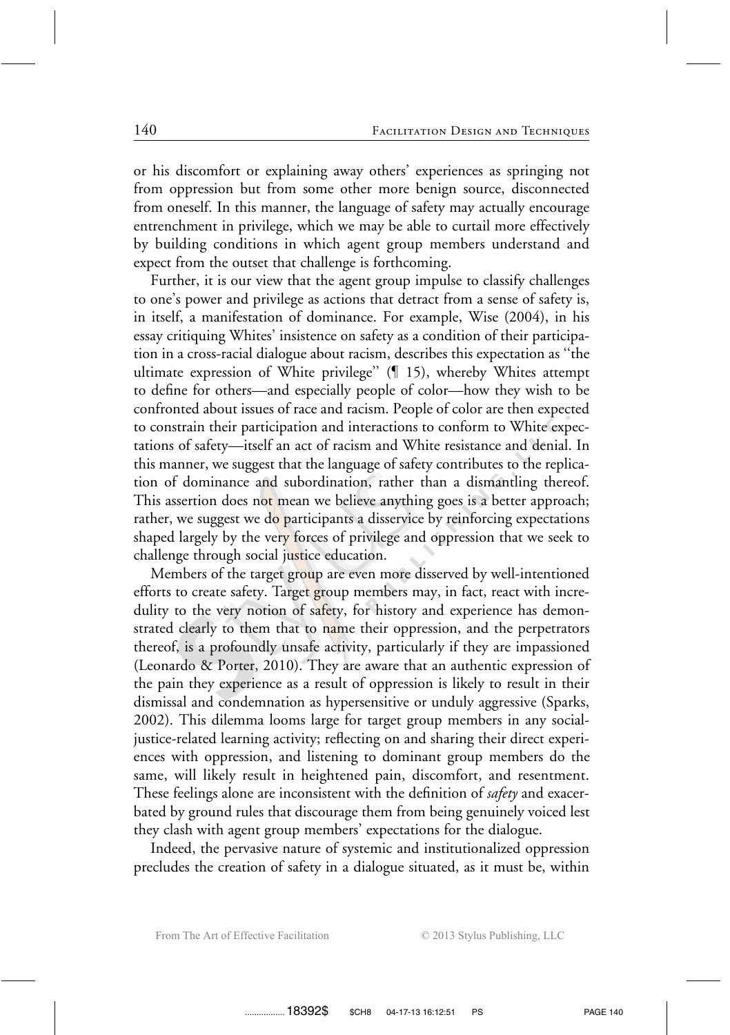or his discomfort or explaining away others' experiences as springing not from oppression but from some other more benign source, disconnected from oneself. In this manner, the language of safety may actually encourage entrenchment in privilege, which we may be able to curtail more effectively by building conditions in which agent group members understand and expect from the outset that challenge is forthcoming.

Further, it is our view that the agent group impulse to classify challenges to one's power and privilege as actions that detract from a sense of safety is, in itself, a manifestation of dominance. For example, Wise (2004), in his essay critiquing Whites' insistence on safety as a condition of their participation in a cross-racial dialogue about racism, describes this expectation as "the ultimate expression of White privilege" (¶ 15), whereby Whites attempt to define for others—and especially people of color—how they wish to be confronted about issues of race and racism. People of color are then expected to constrain their participation and interactions to conform to White expectations of safety—itself an act of racism and White resistance and denial. In this manner, we suggest that the language of safety contributes to the replication of dominance and subordination, rather than a dismantling thereof. This assertion does not mean we believe anything goes is a better approach; rather, we suggest we do participants a disservice by reinforcing expectations shaped largely by the very forces of privilege and oppression that we seek to challenge through social justice education.

Members of the target group are even more disserved by well-intentioned efforts to create safety. Target group members may, in fact, react with incredulity to the very notion of safety, for history and experience has demonstrated clearly to them that to name their oppression, and the perpetrators thereof, is a profoundly unsafe activity, particularly if they are impassioned (Leonardo & Porter, 2010). They are aware that an authentic expression of the pain they experience as a result of oppression is likely to result in their dismissal and condemnation as hypersensitive or unduly aggressive (Sparks, 2002). This dilemma looms large for target group members in any social-justice-related learning activity; reflecting on and sharing their direct experiences with oppression, and listening to dominant group members do the same, will likely result in heightened pain, discomfort, and resentment. These feelings alone are inconsistent with the definition of *safety* and exacerbated by ground rules that discourage them from being genuinely voiced lest they clash with agent group members' expectations for the dialogue.

Indeed, the pervasive nature of systemic and institutionalized oppression precludes the creation of safety in a dialogue situated, as it must be, within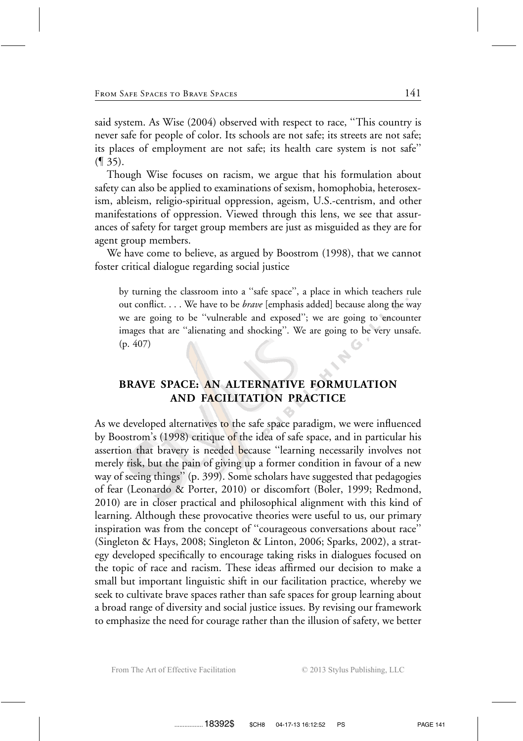said system. As Wise (2004) observed with respect to race, ''This country is never safe for people of color. Its schools are not safe; its streets are not safe; its places of employment are not safe; its health care system is not safe'' (¶ 35).

Though Wise focuses on racism, we argue that his formulation about safety can also be applied to examinations of sexism, homophobia, heterosexism, ableism, religio-spiritual oppression, ageism, U.S.-centrism, and other manifestations of oppression. Viewed through this lens, we see that assurances of safety for target group members are just as misguided as they are for agent group members.

We have come to believe, as argued by Boostrom (1998), that we cannot foster critical dialogue regarding social justice

> by turning the classroom into a ''safe space'', a place in which teachers rule out conflict. . . . We have to be *brave* [emphasis added] because along the way we are going to be ''vulnerable and exposed''; we are going to encounter images that are ''alienating and shocking''. We are going to be very unsafe. (p. 407)

## BRAVE SPACE: AN ALTERNATIVE FORMULATION AND FACILITATION PRACTICE

As we developed alternatives to the safe space paradigm, we were influenced by Boostrom's (1998) critique of the idea of safe space, and in particular his assertion that bravery is needed because ''learning necessarily involves not merely risk, but the pain of giving up a former condition in favour of a new way of seeing things'' (p. 399). Some scholars have suggested that pedagogies of fear (Leonardo & Porter, 2010) or discomfort (Boler, 1999; Redmond, 2010) are in closer practical and philosophical alignment with this kind of learning. Although these provocative theories were useful to us, our primary inspiration was from the concept of ''courageous conversations about race'' (Singleton & Hays, 2008; Singleton & Linton, 2006; Sparks, 2002), a strategy developed specifically to encourage taking risks in dialogues focused on the topic of race and racism. These ideas affirmed our decision to make a small but important linguistic shift in our facilitation practice, whereby we seek to cultivate brave spaces rather than safe spaces for group learning about a broad range of diversity and social justice issues. By revising our framework to emphasize the need for courage rather than the illusion of safety, we better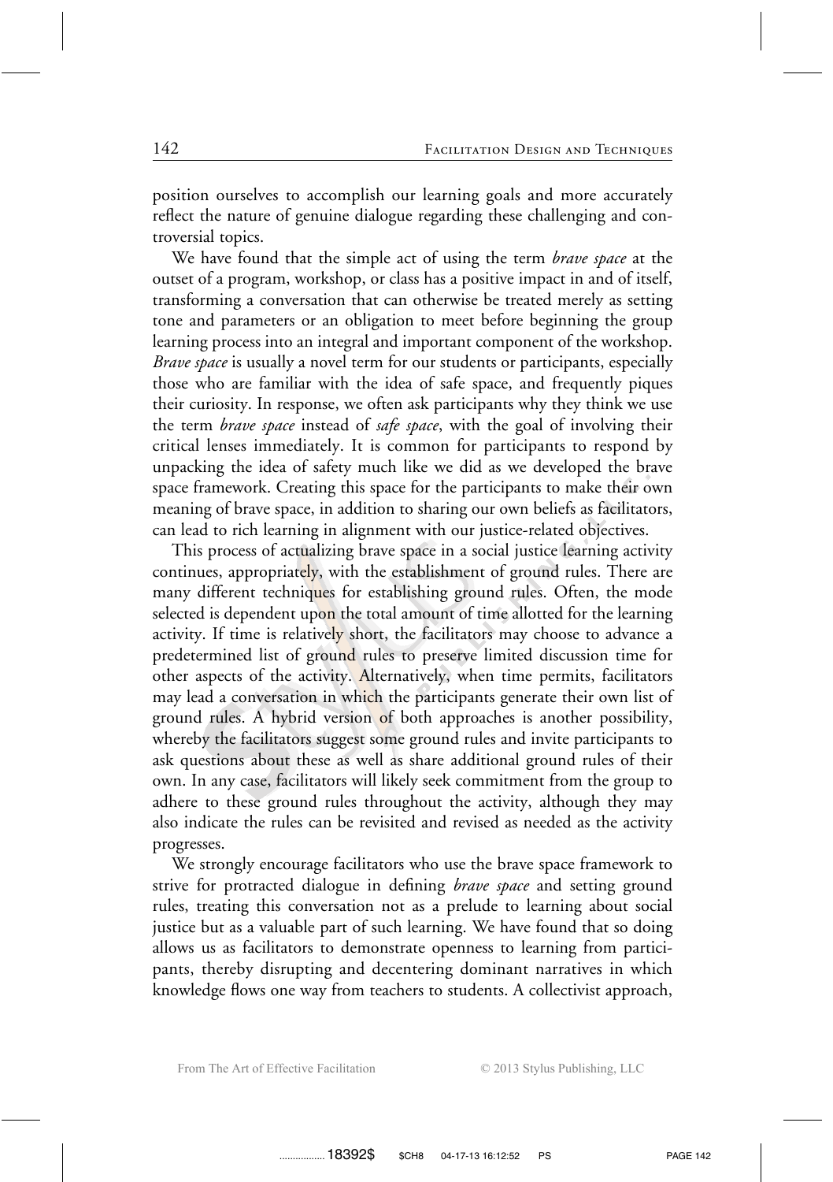position ourselves to accomplish our learning goals and more accurately reflect the nature of genuine dialogue regarding these challenging and controversial topics.

We have found that the simple act of using the term *brave space* at the outset of a program, workshop, or class has a positive impact in and of itself, transforming a conversation that can otherwise be treated merely as setting tone and parameters or an obligation to meet before beginning the group learning process into an integral and important component of the workshop. *Brave space* is usually a novel term for our students or participants, especially those who are familiar with the idea of safe space, and frequently piques their curiosity. In response, we often ask participants why they think we use the term *brave space* instead of *safe space*, with the goal of involving their critical lenses immediately. It is common for participants to respond by unpacking the idea of safety much like we did as we developed the brave space framework. Creating this space for the participants to make their own meaning of brave space, in addition to sharing our own beliefs as facilitators, can lead to rich learning in alignment with our justice-related objectives.

This process of actualizing brave space in a social justice learning activity continues, appropriately, with the establishment of ground rules. There are many different techniques for establishing ground rules. Often, the mode selected is dependent upon the total amount of time allotted for the learning activity. If time is relatively short, the facilitators may choose to advance a predetermined list of ground rules to preserve limited discussion time for other aspects of the activity. Alternatively, when time permits, facilitators may lead a conversation in which the participants generate their own list of ground rules. A hybrid version of both approaches is another possibility, whereby the facilitators suggest some ground rules and invite participants to ask questions about these as well as share additional ground rules of their own. In any case, facilitators will likely seek commitment from the group to adhere to these ground rules throughout the activity, although they may also indicate the rules can be revisited and revised as needed as the activity progresses.

We strongly encourage facilitators who use the brave space framework to strive for protracted dialogue in defining *brave space* and setting ground rules, treating this conversation not as a prelude to learning about social justice but as a valuable part of such learning. We have found that so doing allows us as facilitators to demonstrate openness to learning from participants, thereby disrupting and decentering dominant narratives in which knowledge flows one way from teachers to students. A collectivist approach,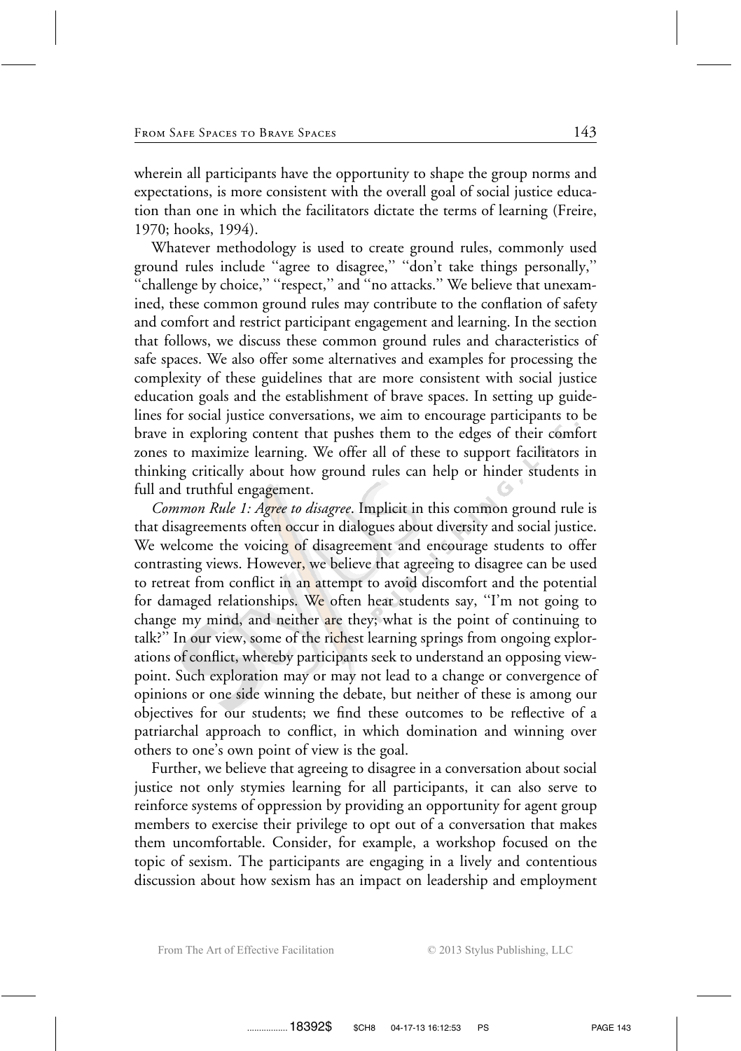wherein all participants have the opportunity to shape the group norms and expectations, is more consistent with the overall goal of social justice education than one in which the facilitators dictate the terms of learning (Freire, 1970; hooks, 1994).

Whatever methodology is used to create ground rules, commonly used ground rules include "agree to disagree," "don't take things personally," "challenge by choice," "respect," and "no attacks." We believe that unexamined, these common ground rules may contribute to the conflation of safety and comfort and restrict participant engagement and learning. In the section that follows, we discuss these common ground rules and characteristics of safe spaces. We also offer some alternatives and examples for processing the complexity of these guidelines that are more consistent with social justice education goals and the establishment of brave spaces. In setting up guidelines for social justice conversations, we aim to encourage participants to be brave in exploring content that pushes them to the edges of their comfort zones to maximize learning. We offer all of these to support facilitators in thinking critically about how ground rules can help or hinder students in full and truthful engagement.

*Common Rule 1: Agree to disagree*. Implicit in this common ground rule is that disagreements often occur in dialogues about diversity and social justice. We welcome the voicing of disagreement and encourage students to offer contrasting views. However, we believe that agreeing to disagree can be used to retreat from conflict in an attempt to avoid discomfort and the potential for damaged relationships. We often hear students say, "I'm not going to change my mind, and neither are they; what is the point of continuing to talk?" In our view, some of the richest learning springs from ongoing explorations of conflict, whereby participants seek to understand an opposing viewpoint. Such exploration may or may not lead to a change or convergence of opinions or one side winning the debate, but neither of these is among our objectives for our students; we find these outcomes to be reflective of a patriarchal approach to conflict, in which domination and winning over others to one's own point of view is the goal.

Further, we believe that agreeing to disagree in a conversation about social justice not only stymies learning for all participants, it can also serve to reinforce systems of oppression by providing an opportunity for agent group members to exercise their privilege to opt out of a conversation that makes them uncomfortable. Consider, for example, a workshop focused on the topic of sexism. The participants are engaging in a lively and contentious discussion about how sexism has an impact on leadership and employment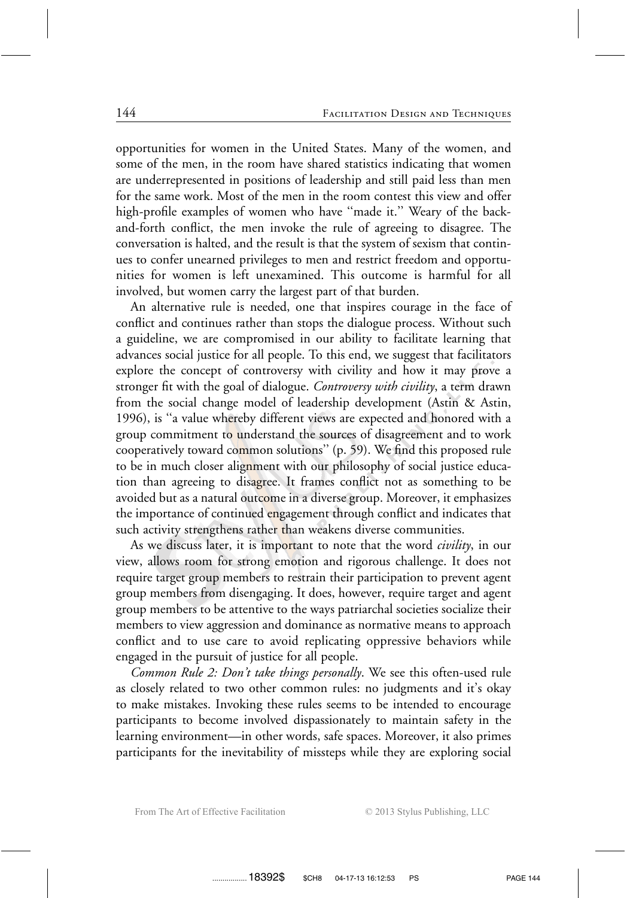opportunities for women in the United States. Many of the women, and some of the men, in the room have shared statistics indicating that women are underrepresented in positions of leadership and still paid less than men for the same work. Most of the men in the room contest this view and offer high-profile examples of women who have ''made it.'' Weary of the back-and-forth conflict, the men invoke the rule of agreeing to disagree. The conversation is halted, and the result is that the system of sexism that continues to confer unearned privileges to men and restrict freedom and opportunities for women is left unexamined. This outcome is harmful for all involved, but women carry the largest part of that burden.

An alternative rule is needed, one that inspires courage in the face of conflict and continues rather than stops the dialogue process. Without such a guideline, we are compromised in our ability to facilitate learning that advances social justice for all people. To this end, we suggest that facilitators explore the concept of controversy with civility and how it may prove a stronger fit with the goal of dialogue. *Controversy with civility*, a term drawn from the social change model of leadership development (Astin & Astin, 1996), is ''a value whereby different views are expected and honored with a group commitment to understand the sources of disagreement and to work cooperatively toward common solutions'' (p. 59). We find this proposed rule to be in much closer alignment with our philosophy of social justice education than agreeing to disagree. It frames conflict not as something to be avoided but as a natural outcome in a diverse group. Moreover, it emphasizes the importance of continued engagement through conflict and indicates that such activity strengthens rather than weakens diverse communities.

As we discuss later, it is important to note that the word *civility*, in our view, allows room for strong emotion and rigorous challenge. It does not require target group members to restrain their participation to prevent agent group members from disengaging. It does, however, require target and agent group members to be attentive to the ways patriarchal societies socialize their members to view aggression and dominance as normative means to approach conflict and to use care to avoid replicating oppressive behaviors while engaged in the pursuit of justice for all people.

*Common Rule 2: Don't take things personally*. We see this often-used rule as closely related to two other common rules: no judgments and it's okay to make mistakes. Invoking these rules seems to be intended to encourage participants to become involved dispassionately to maintain safety in the learning environment—in other words, safe spaces. Moreover, it also primes participants for the inevitability of missteps while they are exploring social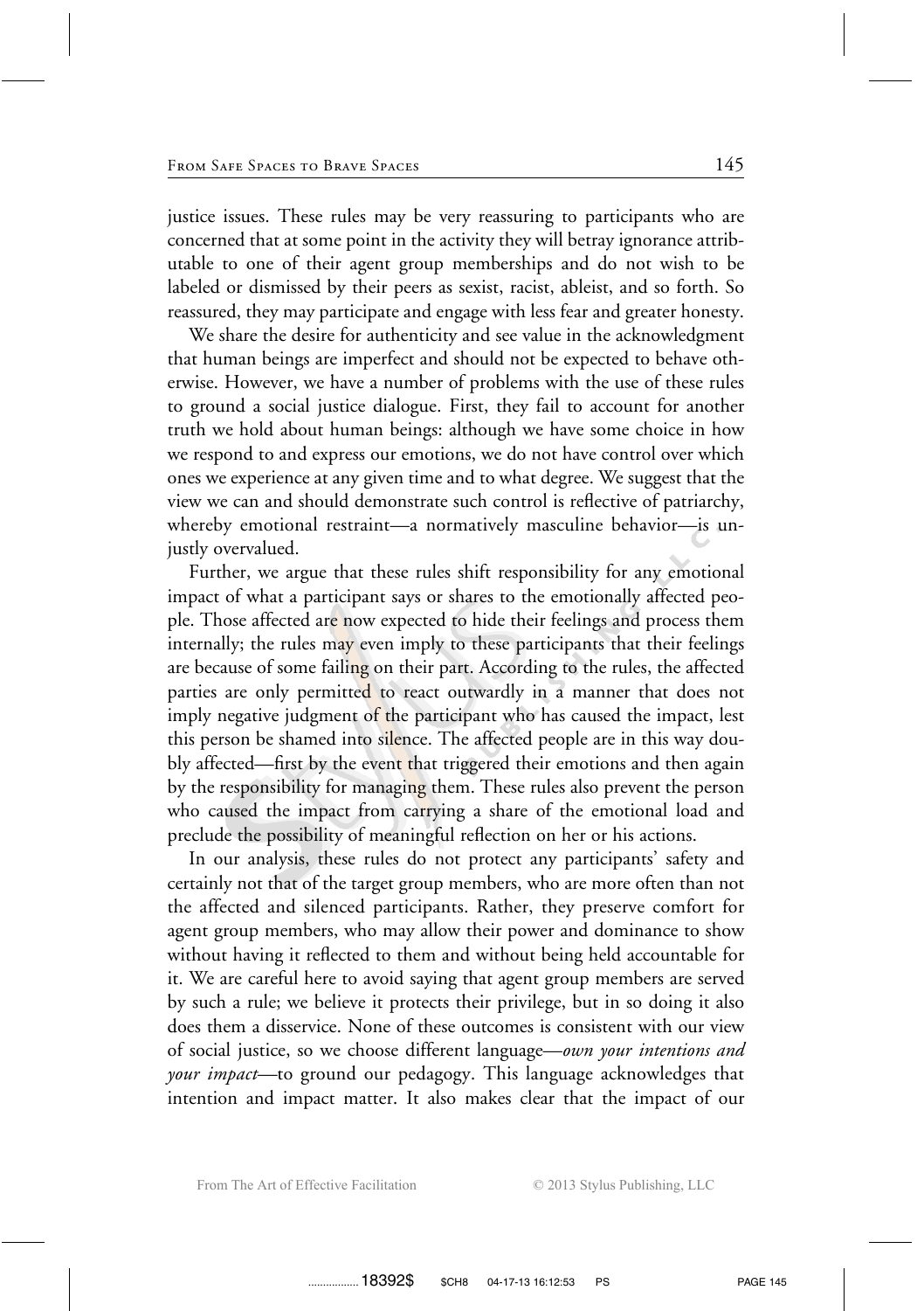justice issues. These rules may be very reassuring to participants who are concerned that at some point in the activity they will betray ignorance attributable to one of their agent group memberships and do not wish to be labeled or dismissed by their peers as sexist, racist, ableist, and so forth. So reassured, they may participate and engage with less fear and greater honesty.

We share the desire for authenticity and see value in the acknowledgment that human beings are imperfect and should not be expected to behave otherwise. However, we have a number of problems with the use of these rules to ground a social justice dialogue. First, they fail to account for another truth we hold about human beings: although we have some choice in how we respond to and express our emotions, we do not have control over which ones we experience at any given time and to what degree. We suggest that the view we can and should demonstrate such control is reflective of patriarchy, whereby emotional restraint—a normatively masculine behavior—is unjustly overvalued.

Further, we argue that these rules shift responsibility for any emotional impact of what a participant says or shares to the emotionally affected people. Those affected are now expected to hide their feelings and process them internally; the rules may even imply to these participants that their feelings are because of some failing on their part. According to the rules, the affected parties are only permitted to react outwardly in a manner that does not imply negative judgment of the participant who has caused the impact, lest this person be shamed into silence. The affected people are in this way doubly affected—first by the event that triggered their emotions and then again by the responsibility for managing them. These rules also prevent the person who caused the impact from carrying a share of the emotional load and preclude the possibility of meaningful reflection on her or his actions.

In our analysis, these rules do not protect any participants' safety and certainly not that of the target group members, who are more often than not the affected and silenced participants. Rather, they preserve comfort for agent group members, who may allow their power and dominance to show without having it reflected to them and without being held accountable for it. We are careful here to avoid saying that agent group members are served by such a rule; we believe it protects their privilege, but in so doing it also does them a disservice. None of these outcomes is consistent with our view of social justice, so we choose different language—*own your intentions and your impact*—to ground our pedagogy. This language acknowledges that intention and impact matter. It also makes clear that the impact of our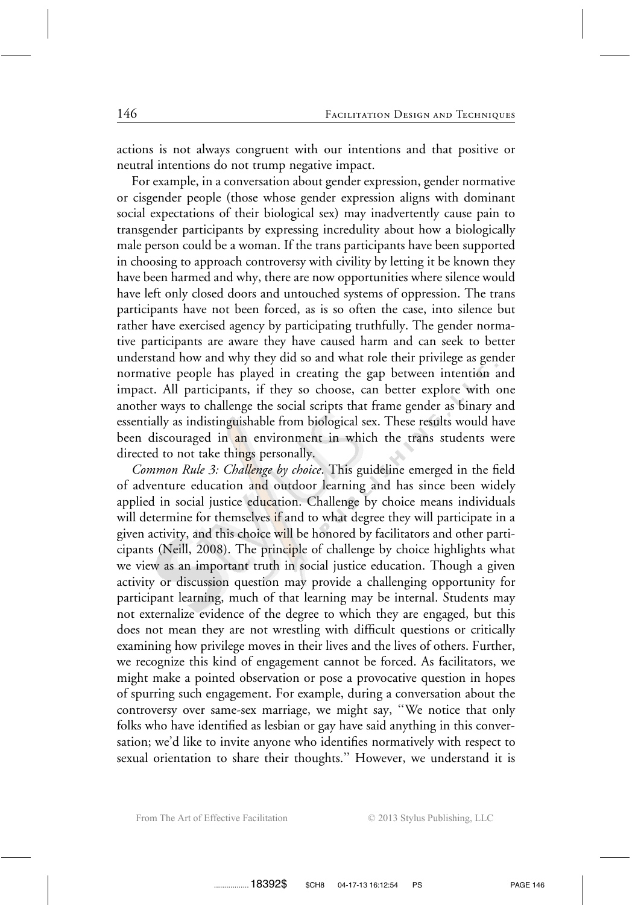actions is not always congruent with our intentions and that positive or neutral intentions do not trump negative impact.

For example, in a conversation about gender expression, gender normative or cisgender people (those whose gender expression aligns with dominant social expectations of their biological sex) may inadvertently cause pain to transgender participants by expressing incredulity about how a biologically male person could be a woman. If the trans participants have been supported in choosing to approach controversy with civility by letting it be known they have been harmed and why, there are now opportunities where silence would have left only closed doors and untouched systems of oppression. The trans participants have not been forced, as is so often the case, into silence but rather have exercised agency by participating truthfully. The gender normative participants are aware they have caused harm and can seek to better understand how and why they did so and what role their privilege as gender normative people has played in creating the gap between intention and impact. All participants, if they so choose, can better explore with one another ways to challenge the social scripts that frame gender as binary and essentially as indistinguishable from biological sex. These results would have been discouraged in an environment in which the trans students were directed to not take things personally.

*Common Rule 3: Challenge by choice.* This guideline emerged in the field of adventure education and outdoor learning and has since been widely applied in social justice education. Challenge by choice means individuals will determine for themselves if and to what degree they will participate in a given activity, and this choice will be honored by facilitators and other participants (Neill, 2008). The principle of challenge by choice highlights what we view as an important truth in social justice education. Though a given activity or discussion question may provide a challenging opportunity for participant learning, much of that learning may be internal. Students may not externalize evidence of the degree to which they are engaged, but this does not mean they are not wrestling with difficult questions or critically examining how privilege moves in their lives and the lives of others. Further, we recognize this kind of engagement cannot be forced. As facilitators, we might make a pointed observation or pose a provocative question in hopes of spurring such engagement. For example, during a conversation about the controversy over same-sex marriage, we might say, "We notice that only folks who have identified as lesbian or gay have said anything in this conversation; we'd like to invite anyone who identifies normatively with respect to sexual orientation to share their thoughts." However, we understand it is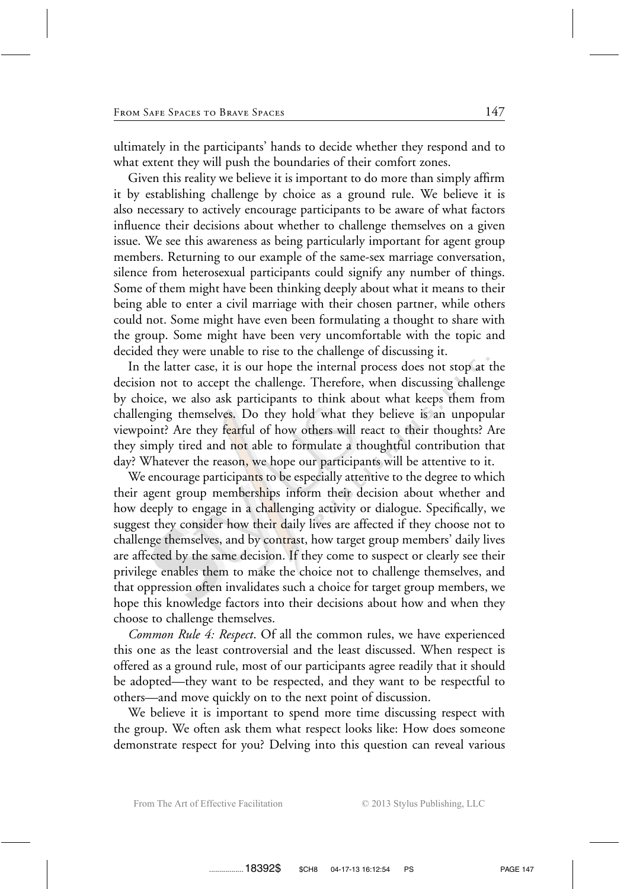ultimately in the participants' hands to decide whether they respond and to what extent they will push the boundaries of their comfort zones.

Given this reality we believe it is important to do more than simply affirm it by establishing challenge by choice as a ground rule. We believe it is also necessary to actively encourage participants to be aware of what factors influence their decisions about whether to challenge themselves on a given issue. We see this awareness as being particularly important for agent group members. Returning to our example of the same-sex marriage conversation, silence from heterosexual participants could signify any number of things. Some of them might have been thinking deeply about what it means to their being able to enter a civil marriage with their chosen partner, while others could not. Some might have even been formulating a thought to share with the group. Some might have been very uncomfortable with the topic and decided they were unable to rise to the challenge of discussing it.

In the latter case, it is our hope the internal process does not stop at the decision not to accept the challenge. Therefore, when discussing challenge by choice, we also ask participants to think about what keeps them from challenging themselves. Do they hold what they believe is an unpopular viewpoint? Are they fearful of how others will react to their thoughts? Are they simply tired and not able to formulate a thoughtful contribution that day? Whatever the reason, we hope our participants will be attentive to it.

We encourage participants to be especially attentive to the degree to which their agent group memberships inform their decision about whether and how deeply to engage in a challenging activity or dialogue. Specifically, we suggest they consider how their daily lives are affected if they choose not to challenge themselves, and by contrast, how target group members' daily lives are affected by the same decision. If they come to suspect or clearly see their privilege enables them to make the choice not to challenge themselves, and that oppression often invalidates such a choice for target group members, we hope this knowledge factors into their decisions about how and when they choose to challenge themselves.

*Common Rule 4: Respect*. Of all the common rules, we have experienced this one as the least controversial and the least discussed. When respect is offered as a ground rule, most of our participants agree readily that it should be adopted—they want to be respected, and they want to be respectful to others—and move quickly on to the next point of discussion.

We believe it is important to spend more time discussing respect with the group. We often ask them what respect looks like: How does someone demonstrate respect for you? Delving into this question can reveal various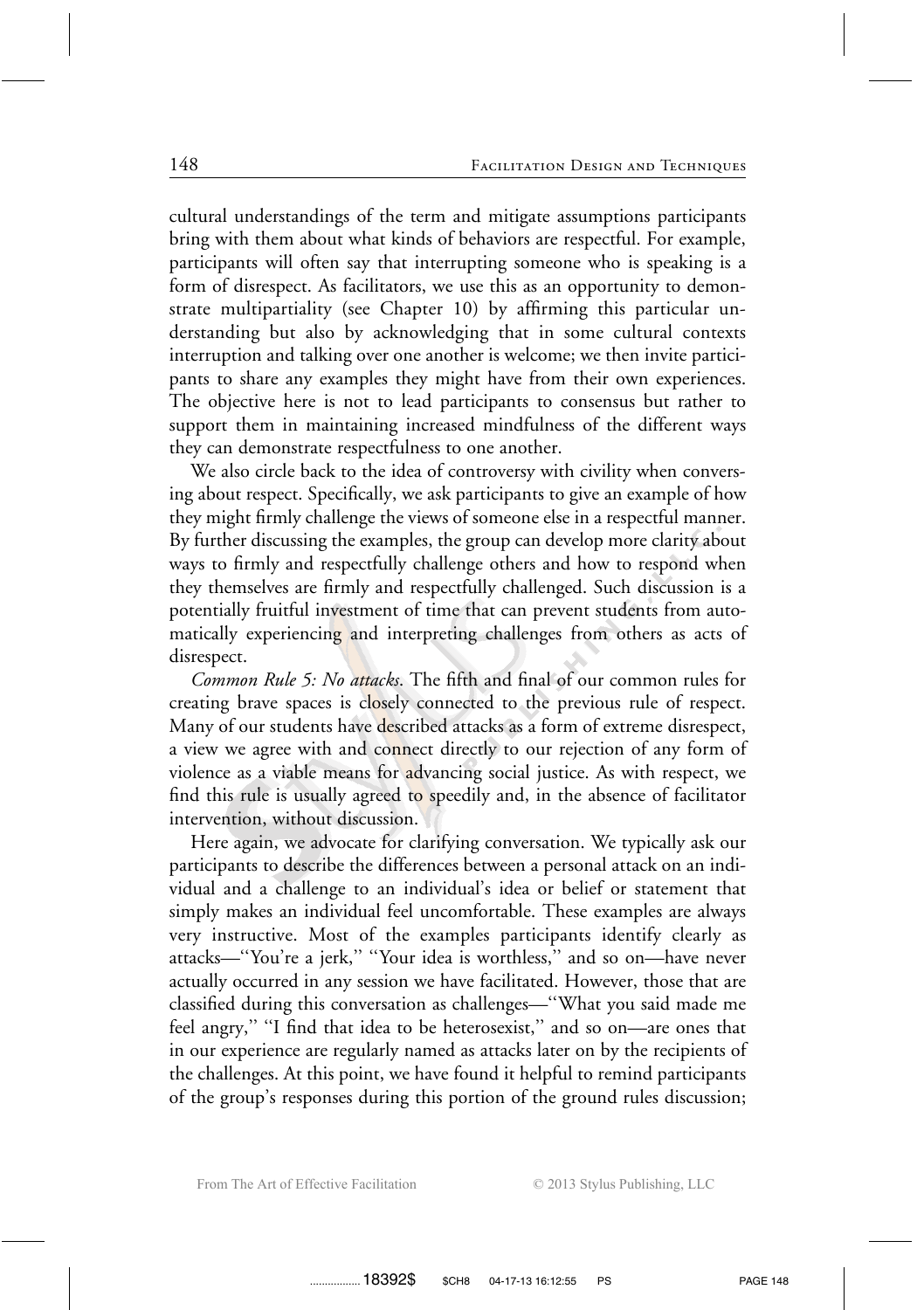cultural understandings of the term and mitigate assumptions participants bring with them about what kinds of behaviors are respectful. For example, participants will often say that interrupting someone who is speaking is a form of disrespect. As facilitators, we use this as an opportunity to demonstrate multipartiality (see Chapter 10) by affirming this particular understanding but also by acknowledging that in some cultural contexts interruption and talking over one another is welcome; we then invite participants to share any examples they might have from their own experiences. The objective here is not to lead participants to consensus but rather to support them in maintaining increased mindfulness of the different ways they can demonstrate respectfulness to one another.

We also circle back to the idea of controversy with civility when conversing about respect. Specifically, we ask participants to give an example of how they might firmly challenge the views of someone else in a respectful manner. By further discussing the examples, the group can develop more clarity about ways to firmly and respectfully challenge others and how to respond when they themselves are firmly and respectfully challenged. Such discussion is a potentially fruitful investment of time that can prevent students from automatically experiencing and interpreting challenges from others as acts of disrespect.

*Common Rule 5: No attacks.* The fifth and final of our common rules for creating brave spaces is closely connected to the previous rule of respect. Many of our students have described attacks as a form of extreme disrespect, a view we agree with and connect directly to our rejection of any form of violence as a viable means for advancing social justice. As with respect, we find this rule is usually agreed to speedily and, in the absence of facilitator intervention, without discussion.

Here again, we advocate for clarifying conversation. We typically ask our participants to describe the differences between a personal attack on an individual and a challenge to an individual's idea or belief or statement that simply makes an individual feel uncomfortable. These examples are always very instructive. Most of the examples participants identify clearly as attacks—"You're a jerk," "Your idea is worthless," and so on—have never actually occurred in any session we have facilitated. However, those that are classified during this conversation as challenges—"What you said made me feel angry," "I find that idea to be heterosexist," and so on—are ones that in our experience are regularly named as attacks later on by the recipients of the challenges. At this point, we have found it helpful to remind participants of the group's responses during this portion of the ground rules discussion;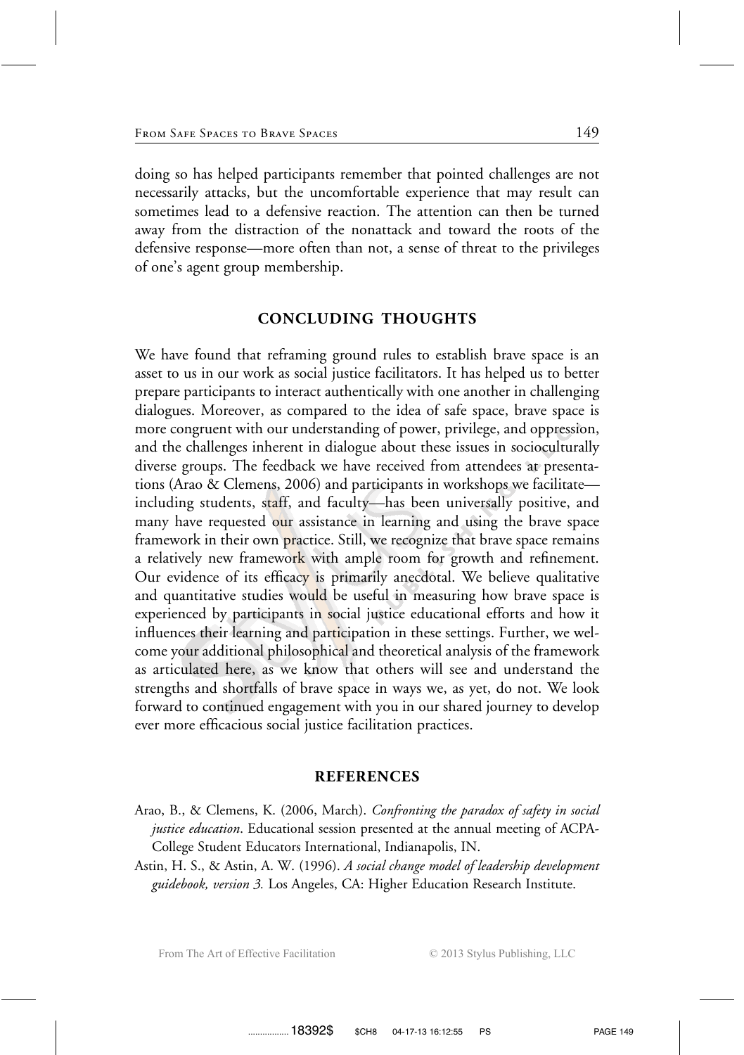doing so has helped participants remember that pointed challenges are not necessarily attacks, but the uncomfortable experience that may result can sometimes lead to a defensive reaction. The attention can then be turned away from the distraction of the nonattack and toward the roots of the defensive response—more often than not, a sense of threat to the privileges of one's agent group membership.

## CONCLUDING THOUGHTS

We have found that reframing ground rules to establish brave space is an asset to us in our work as social justice facilitators. It has helped us to better prepare participants to interact authentically with one another in challenging dialogues. Moreover, as compared to the idea of safe space, brave space is more congruent with our understanding of power, privilege, and oppression, and the challenges inherent in dialogue about these issues in socioculturally diverse groups. The feedback we have received from attendees at presentations (Arao & Clemens, 2006) and participants in workshops we facilitate—including students, staff, and faculty—has been universally positive, and many have requested our assistance in learning and using the brave space framework in their own practice. Still, we recognize that brave space remains a relatively new framework with ample room for growth and refinement. Our evidence of its efficacy is primarily anecdotal. We believe qualitative and quantitative studies would be useful in measuring how brave space is experienced by participants in social justice educational efforts and how it influences their learning and participation in these settings. Further, we welcome your additional philosophical and theoretical analysis of the framework as articulated here, as we know that others will see and understand the strengths and shortfalls of brave space in ways we, as yet, do not. We look forward to continued engagement with you in our shared journey to develop ever more efficacious social justice facilitation practices.

## REFERENCES

Arao, B., & Clemens, K. (2006, March). *Confronting the paradox of safety in social justice education*. Educational session presented at the annual meeting of ACPA-College Student Educators International, Indianapolis, IN.

Astin, H. S., & Astin, A. W. (1996). *A social change model of leadership development guidebook, version 3.* Los Angeles, CA: Higher Education Research Institute.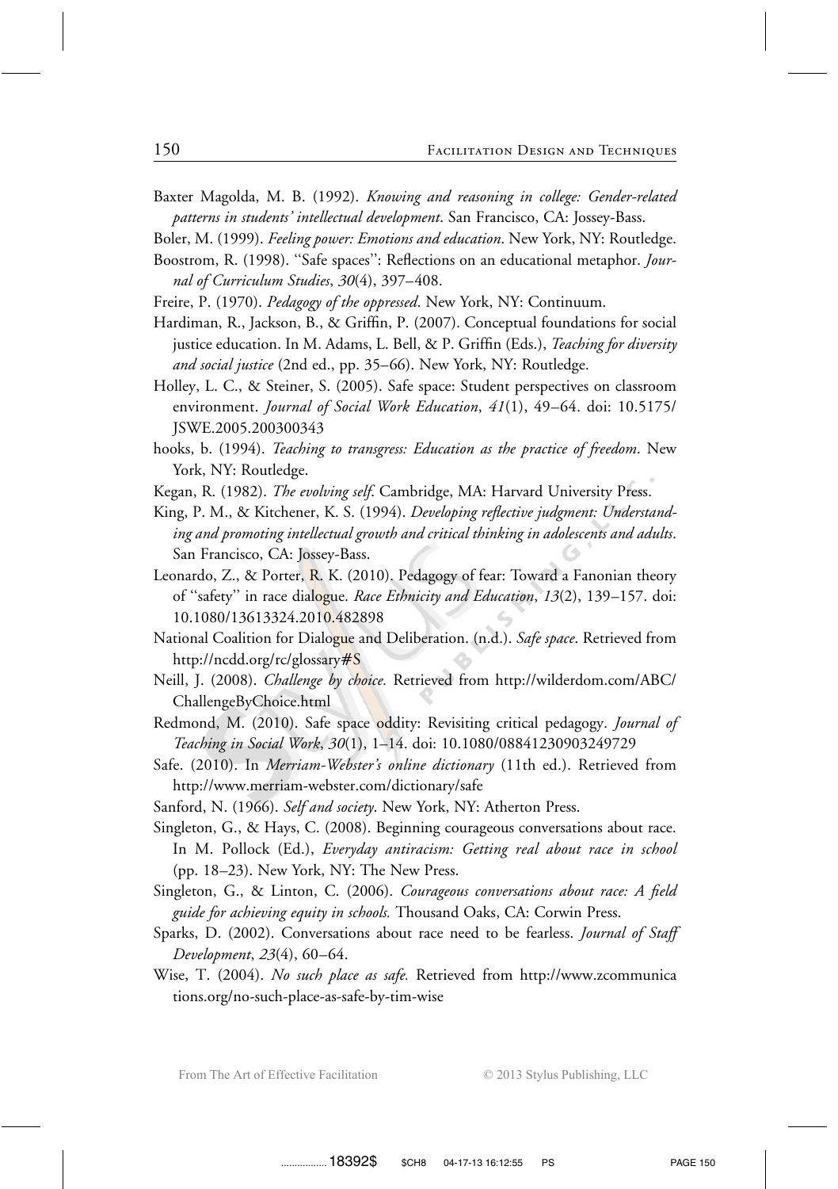Baxter Magolda, M. B. (1992). *Knowing and reasoning in college: Gender-related patterns in students' intellectual development*. San Francisco, CA: Jossey-Bass.

Boler, M. (1999). *Feeling power: Emotions and education*. New York, NY: Routledge.

Boostrom, R. (1998). ''Safe spaces'': Reflections on an educational metaphor. *Journal of Curriculum Studies*, *30*(4), 397–408.

Freire, P. (1970). *Pedagogy of the oppressed*. New York, NY: Continuum.

Hardiman, R., Jackson, B., & Griffin, P. (2007). Conceptual foundations for social justice education. In M. Adams, L. Bell, & P. Griffin (Eds.), *Teaching for diversity and social justice* (2nd ed., pp. 35–66). New York, NY: Routledge.

Holley, L. C., & Steiner, S. (2005). Safe space: Student perspectives on classroom environment. *Journal of Social Work Education*, *41*(1), 49–64. doi: 10.5175/JSWE.2005.200300343

hooks, b. (1994). *Teaching to transgress: Education as the practice of freedom*. New York, NY: Routledge.

Kegan, R. (1982). *The evolving self*. Cambridge, MA: Harvard University Press.

King, P. M., & Kitchener, K. S. (1994). *Developing reflective judgment: Understanding and promoting intellectual growth and critical thinking in adolescents and adults*. San Francisco, CA: Jossey-Bass.

Leonardo, Z., & Porter, R. K. (2010). Pedagogy of fear: Toward a Fanonian theory of ''safety'' in race dialogue. *Race Ethnicity and Education*, *13*(2), 139–157. doi: 10.1080/13613324.2010.482898

National Coalition for Dialogue and Deliberation. (n.d.). *Safe space*. Retrieved from http://ncdd.org/rc/glossary#S

Neill, J. (2008). *Challenge by choice*. Retrieved from http://wilderdom.com/ABC/ChallengeByChoice.html

Redmond, M. (2010). Safe space oddity: Revisiting critical pedagogy. *Journal of Teaching in Social Work*, *30*(1), 1–14. doi: 10.1080/08841230903249729

Safe. (2010). In *Merriam-Webster's online dictionary* (11th ed.). Retrieved from http://www.merriam-webster.com/dictionary/safe

Sanford, N. (1966). *Self and society*. New York, NY: Atherton Press.

Singleton, G., & Hays, C. (2008). Beginning courageous conversations about race. In M. Pollock (Ed.), *Everyday antiracism: Getting real about race in school* (pp. 18–23). New York, NY: The New Press.

Singleton, G., & Linton, C. (2006). *Courageous conversations about race: A field guide for achieving equity in schools*. Thousand Oaks, CA: Corwin Press.

Sparks, D. (2002). Conversations about race need to be fearless. *Journal of Staff Development*, *23*(4), 60–64.

Wise, T. (2004). *No such place as safe*. Retrieved from http://www.zcommunications.org/no-such-place-as-safe-by-tim-wise